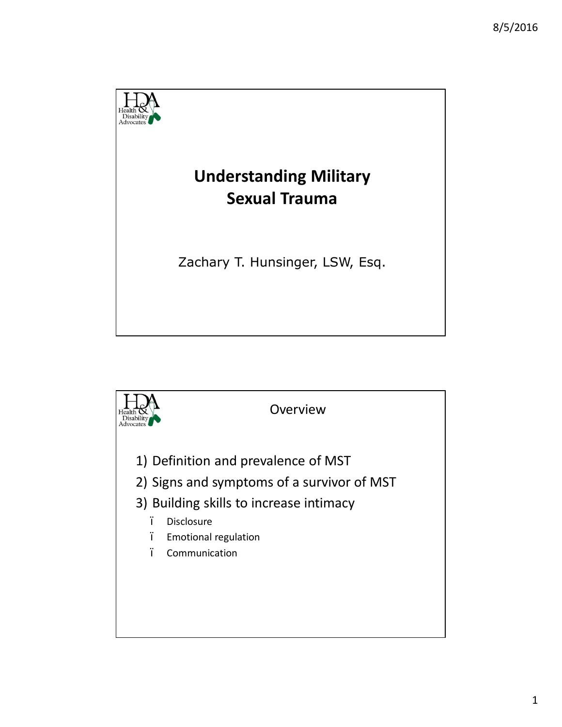# Understanding Military Sexual Trauma

Zachary T. Hunsinger, LSW, Esq.

## Overview

1) Definition and prevalence of MST
2) Signs and symptoms of a survivor of MST
3) Building skills to increase intimacy
   - Disclosure
   - Emotional regulation
   - Communication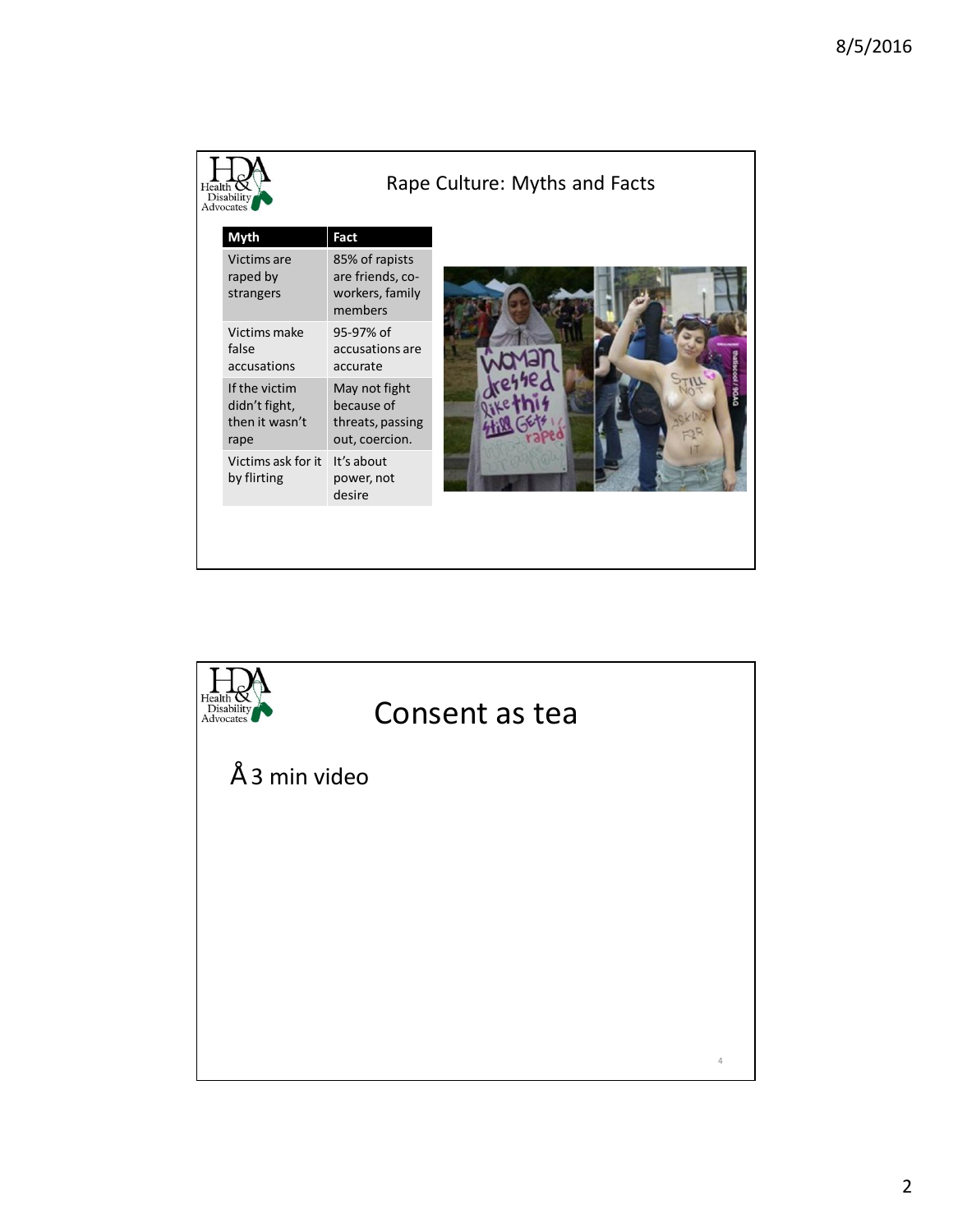## Rape Culture: Myths and Facts

| Myth | Fact |
| --- | --- |
| Victims are raped by strangers | 85% of rapists are friends, co-workers, family members |
| Victims make false accusations | 95-97% of accusations are accurate |
| If the victim didn't fight, then it wasn't rape | May not fight because of threats, passing out, coercion. |
| Victims ask for it by flirting | It's about power, not desire |

## Consent as tea

- 3 min video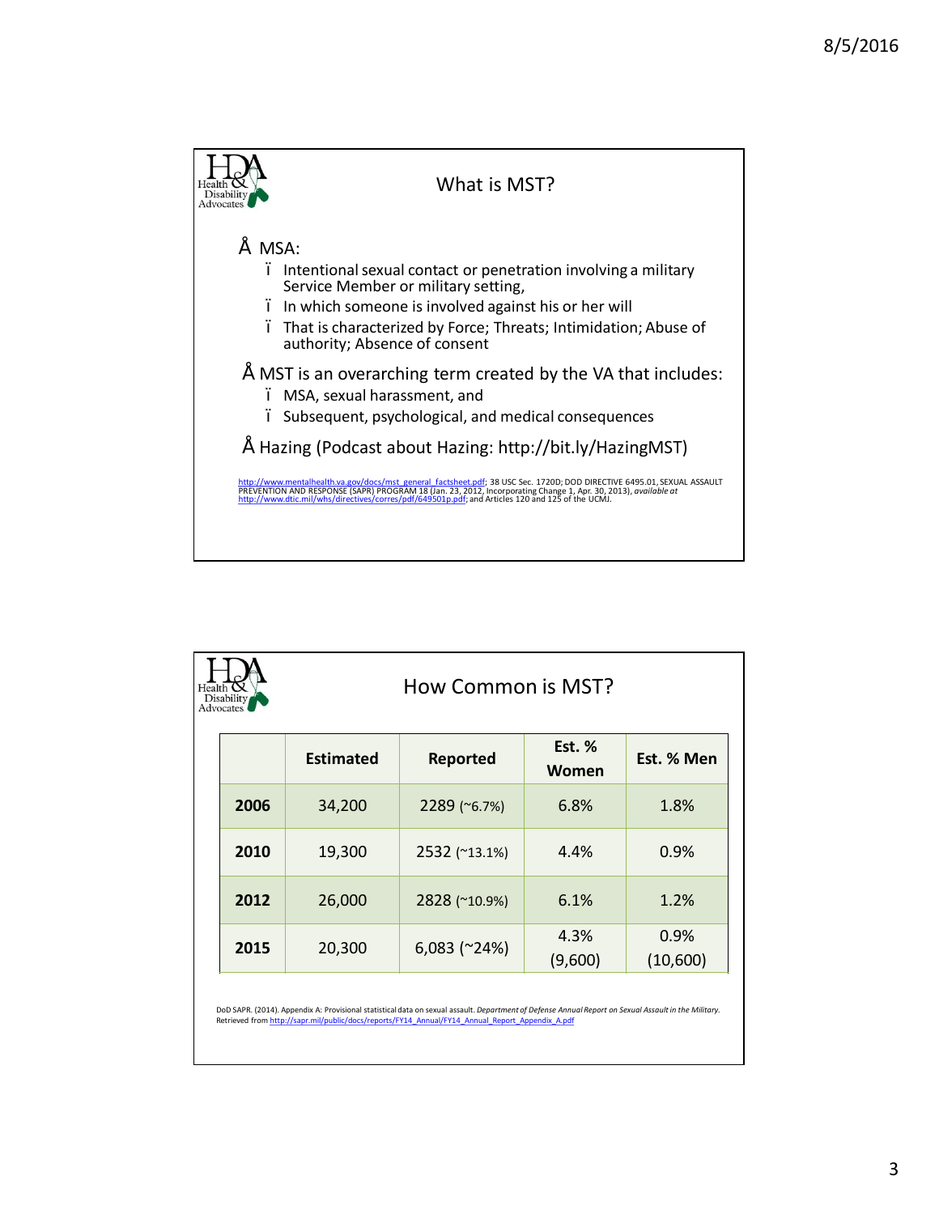## What is MST?

- MSA:
  - Intentional sexual contact or penetration involving a military Service Member or military setting,
  - In which someone is involved against his or her will
  - That is characterized by Force; Threats; Intimidation; Abuse of authority; Absence of consent
- MST is an overarching term created by the VA that includes:
  - MSA, sexual harassment, and
  - Subsequent, psychological, and medical consequences
- Hazing (Podcast about Hazing: http://bit.ly/HazingMST)

http://www.mentalhealth.va.gov/docs/mst_general_factsheet.pdf; 38 USC Sec. 1720D; DOD DIRECTIVE 6495.01, SEXUAL ASSAULT PREVENTION AND RESPONSE (SAPR) PROGRAM 18 (Jan. 23, 2012, Incorporating Change 1, Apr. 30, 2013), *available at* http://www.dtic.mil/whs/directives/corres/pdf/649501p.pdf; and Articles 120 and 125 of the UCMJ.

## How Common is MST?

| | Estimated | Reported | Est. % Women | Est. % Men |
|---|---|---|---|---|
| **2006** | 34,200 | 2289 (~6.7%) | 6.8% | 1.8% |
| **2010** | 19,300 | 2532 (~13.1%) | 4.4% | 0.9% |
| **2012** | 26,000 | 2828 (~10.9%) | 6.1% | 1.2% |
| **2015** | 20,300 | 6,083 (~24%) | 4.3% (9,600) | 0.9% (10,600) |

DoD SAPR. (2014). Appendix A: Provisional statistical data on sexual assault. *Department of Defense Annual Report on Sexual Assault in the Military.* Retrieved from http://sapr.mil/public/docs/reports/FY14_Annual/FY14_Annual_Report_Appendix_A.pdf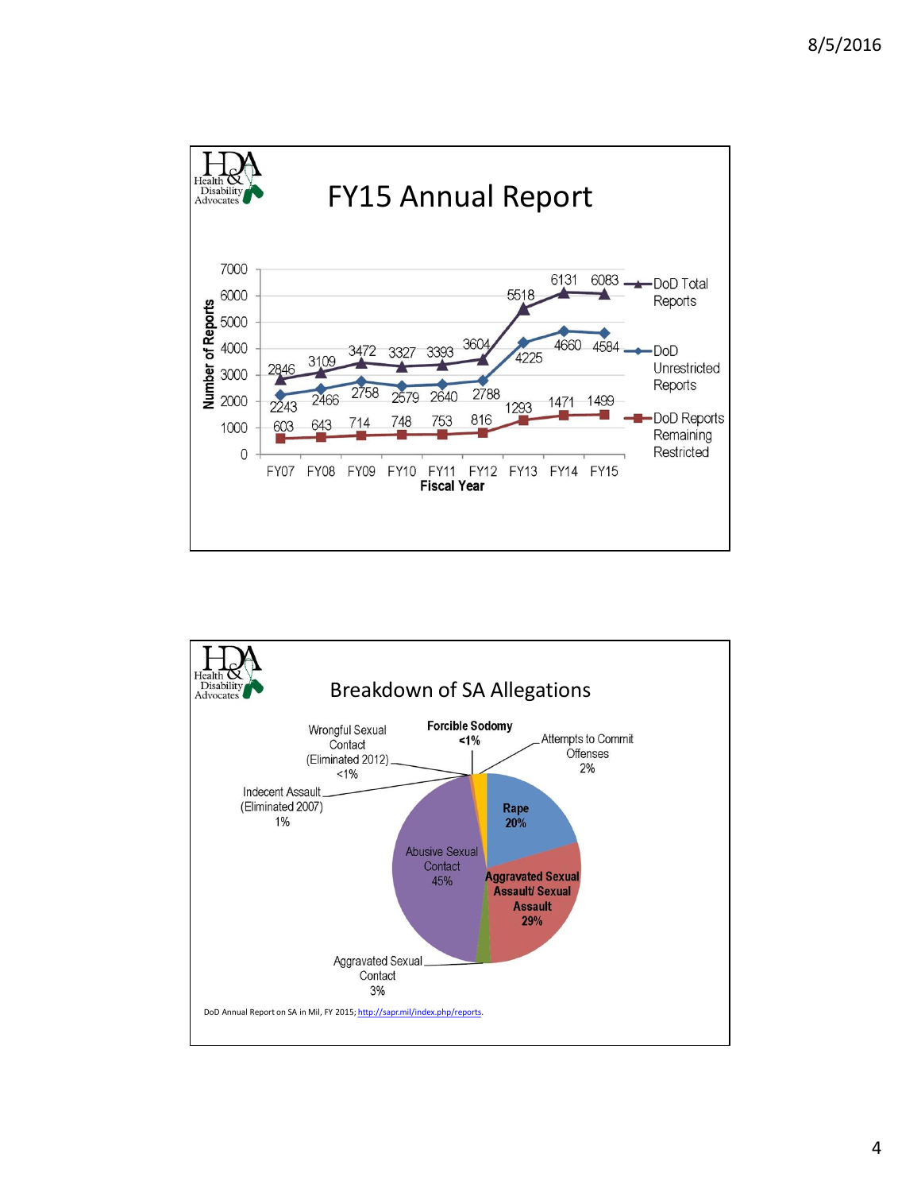## FY15 Annual Report

| Fiscal Year | DoD Total Reports | DoD Unrestricted Reports | DoD Reports Remaining Restricted |
|---|---|---|---|
| FY07 | 2846 | 2243 | 603 |
| FY08 | 3109 | 2466 | 643 |
| FY09 | 3472 | 2758 | 714 |
| FY10 | 3327 | 2579 | 748 |
| FY11 | 3393 | 2640 | 753 |
| FY12 | 3604 | 2788 | 816 |
| FY13 | 5518 | 4225 | 1293 |
| FY14 | 6131 | 4660 | 1471 |
| FY15 | 6083 | 4584 | 1499 |

## Breakdown of SA Allegations

| Allegation | Percent |
|---|---|
| Rape | 20% |
| Aggravated Sexual Assault/ Sexual Assault | 29% |
| Aggravated Sexual Contact | 3% |
| Abusive Sexual Contact | 45% |
| Indecent Assault (Eliminated 2007) | 1% |
| Wrongful Sexual Contact (Eliminated 2012) | <1% |
| Forcible Sodomy | <1% |
| Attempts to Commit Offenses | 2% |

DoD Annual Report on SA in Mil, FY 2015; http://sapr.mil/index.php/reports.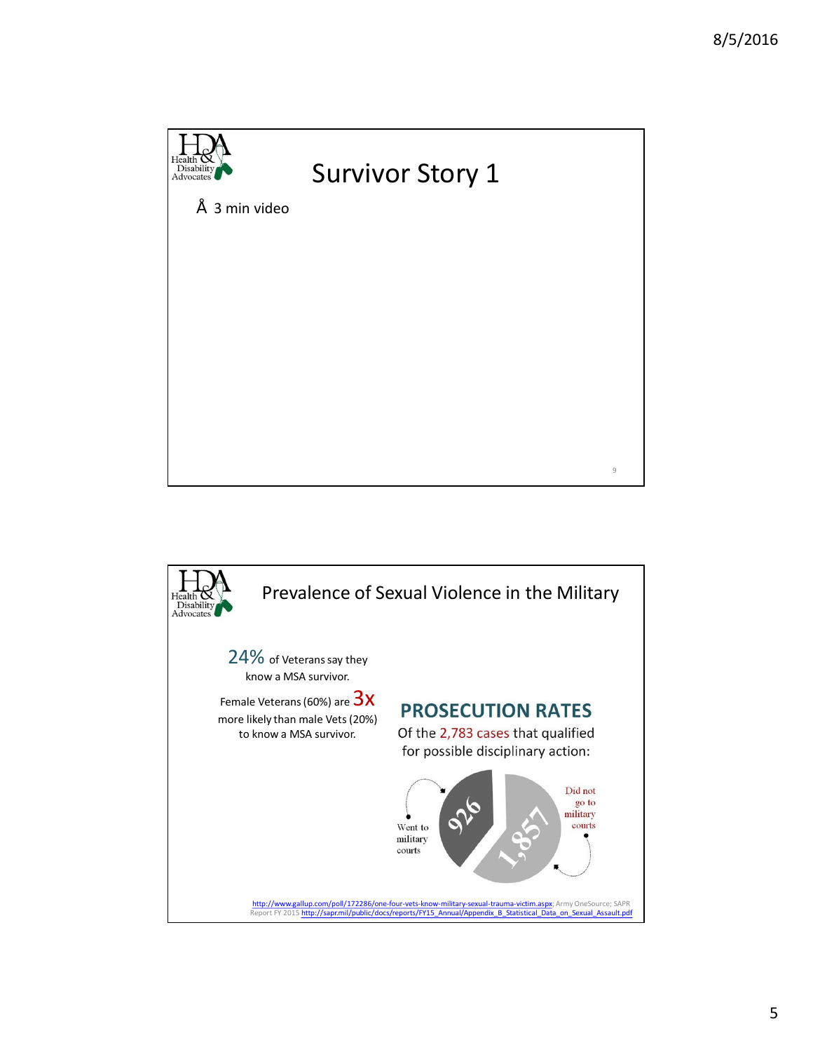## Survivor Story 1

- 3 min video

## Prevalence of Sexual Violence in the Military

24% of Veterans say they know a MSA survivor.

Female Veterans (60%) are 3x more likely than male Vets (20%) to know a MSA survivor.

**PROSECUTION RATES**

Of the 2,783 cases that qualified for possible disciplinary action:

- 926 Went to military courts
- 1,857 Did not go to military courts

http://www.gallup.com/poll/172286/one-four-vets-know-military-sexual-trauma-victim.aspx; Army OneSource; SAPR Report FY 2015 http://sapr.mil/public/docs/reports/FY15_Annual/Appendix_B_Statistical_Data_on_Sexual_Assault.pdf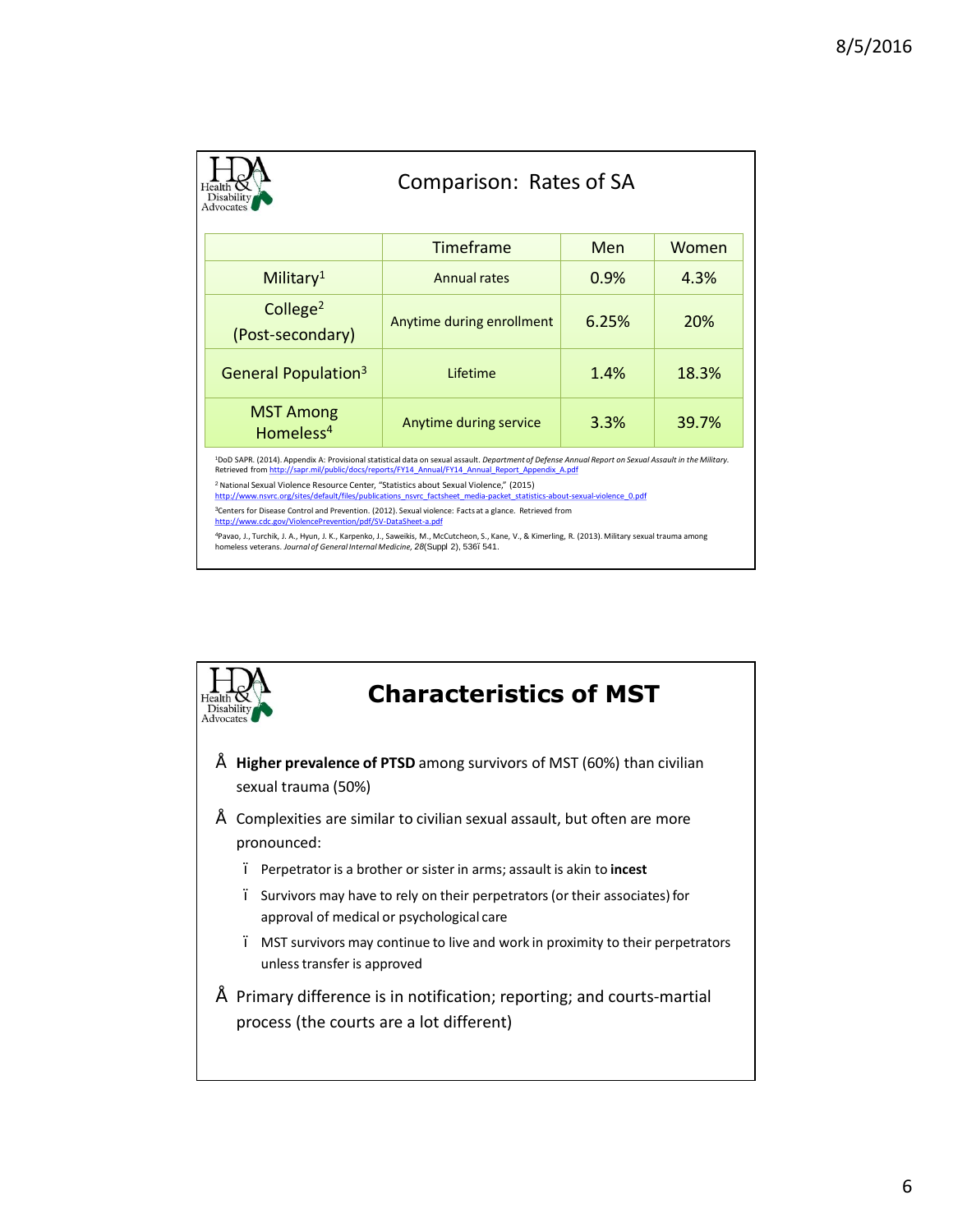## Comparison: Rates of SA

| | Timeframe | Men | Women |
|---|---|---|---|
| Military[1] | Annual rates | 0.9% | 4.3% |
| College[2] (Post-secondary) | Anytime during enrollment | 6.25% | 20% |
| General Population[3] | Lifetime | 1.4% | 18.3% |
| MST Among Homeless[4] | Anytime during service | 3.3% | 39.7% |

[1]DoD SAPR. (2014). Appendix A: Provisional statistical data on sexual assault. *Department of Defense Annual Report on Sexual Assault in the Military.* Retrieved from http://sapr.mil/public/docs/reports/FY14_Annual/FY14_Annual_Report_Appendix_A.pdf

[2] National Sexual Violence Resource Center, "Statistics about Sexual Violence," (2015) http://www.nsvrc.org/sites/default/files/publications_nsvrc_factsheet_media-packet_statistics-about-sexual-violence_0.pdf

[3]Centers for Disease Control and Prevention. (2012). Sexual violence: Facts at a glance. Retrieved from http://www.cdc.gov/ViolencePrevention/pdf/SV-DataSheet-a.pdf

[4]Pavao, J., Turchik, J. A., Hyun, J. K., Karpenko, J., Saweikis, M., McCutcheon, S., Kane, V., & Kimerling, R. (2013). Military sexual trauma among homeless veterans. *Journal of General Internal Medicine, 28*(Suppl 2), 536ï 541.

## Characteristics of MST

- **Higher prevalence of PTSD** among survivors of MST (60%) than civilian sexual trauma (50%)
- Complexities are similar to civilian sexual assault, but often are more pronounced:
  - Perpetrator is a brother or sister in arms; assault is akin to **incest**
  - Survivors may have to rely on their perpetrators (or their associates) for approval of medical or psychological care
  - MST survivors may continue to live and work in proximity to their perpetrators unless transfer is approved
- Primary difference is in notification; reporting; and courts-martial process (the courts are a lot different)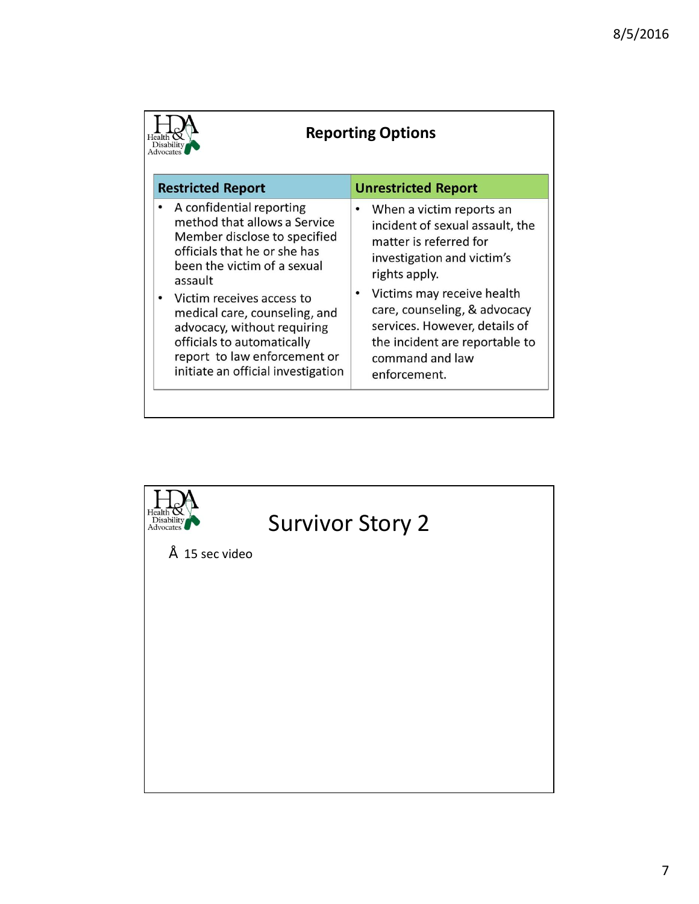## Reporting Options

| Restricted Report | Unrestricted Report |
|---|---|
| • A confidential reporting method that allows a Service Member disclose to specified officials that he or she has been the victim of a sexual assault<br>• Victim receives access to medical care, counseling, and advocacy, without requiring officials to automatically report to law enforcement or initiate an official investigation | • When a victim reports an incident of sexual assault, the matter is referred for investigation and victim's rights apply.<br>• Victims may receive health care, counseling, & advocacy services. However, details of the incident are reportable to command and law enforcement. |

## Survivor Story 2

- 15 sec video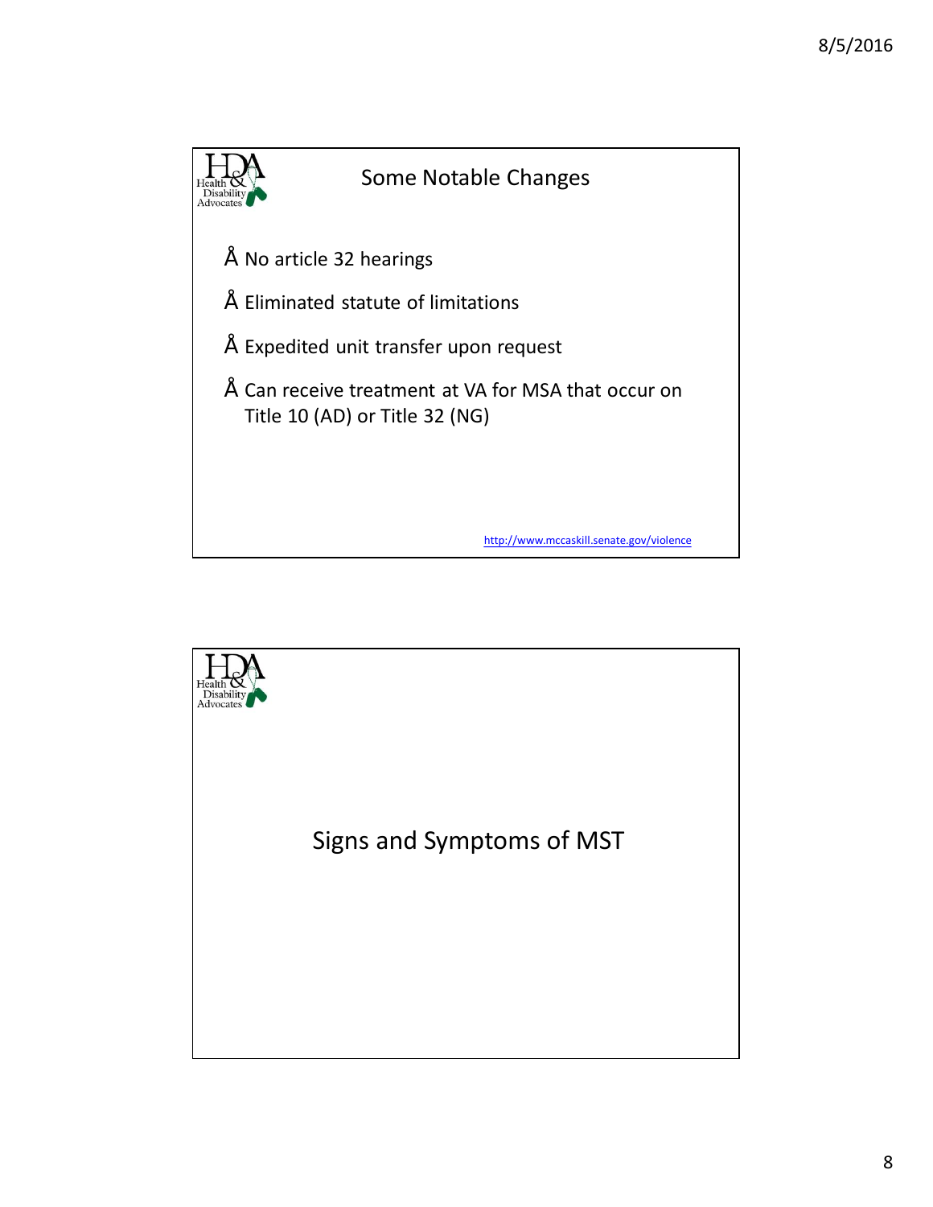## Some Notable Changes

- No article 32 hearings
- Eliminated statute of limitations
- Expedited unit transfer upon request
- Can receive treatment at VA for MSA that occur on Title 10 (AD) or Title 32 (NG)

http://www.mccaskill.senate.gov/violence

## Signs and Symptoms of MST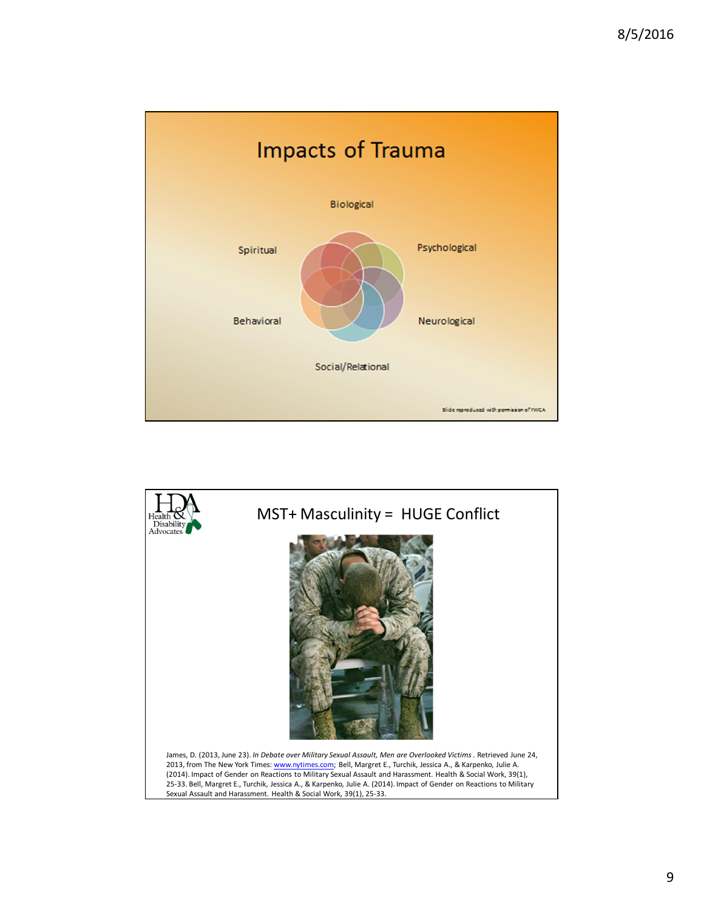# Impacts of Trauma

- Biological
- Psychological
- Neurological
- Social/Relational
- Behavioral
- Spiritual

Slide reproduced with permission of YWCA

# MST+ Masculinity = HUGE Conflict

James, D. (2013, June 23). *In Debate over Military Sexual Assault, Men are Overlooked Victims*. Retrieved June 24, 2013, from The New York Times: www.nytimes.com; Bell, Margret E., Turchik, Jessica A., & Karpenko, Julie A. (2014). Impact of Gender on Reactions to Military Sexual Assault and Harassment. Health & Social Work, 39(1), 25-33. Bell, Margret E., Turchik, Jessica A., & Karpenko, Julie A. (2014). Impact of Gender on Reactions to Military Sexual Assault and Harassment. Health & Social Work, 39(1), 25-33.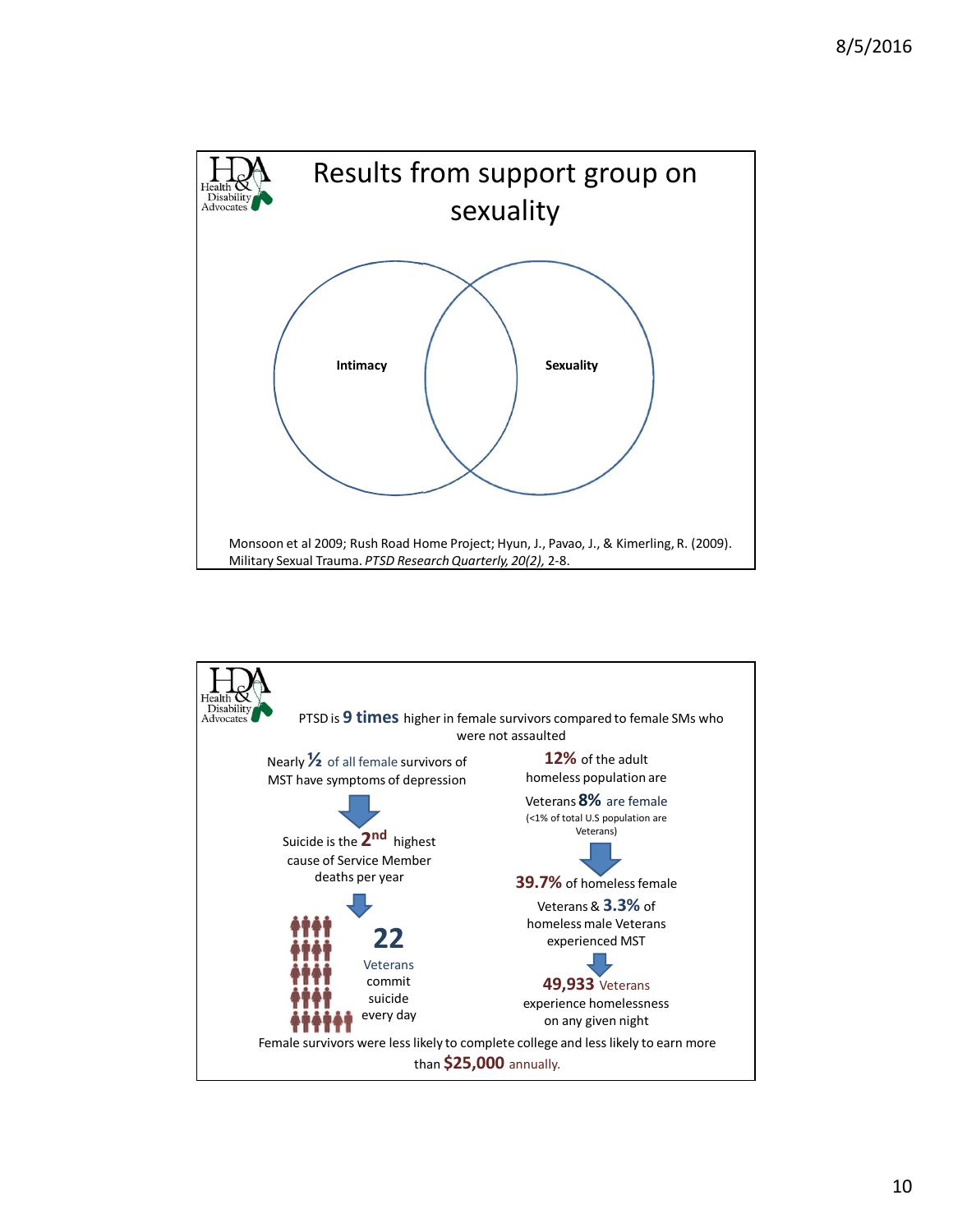# Results from support group on sexuality

Intimacy

Sexuality

Monsoon et al 2009; Rush Road Home Project; Hyun, J., Pavao, J., & Kimerling, R. (2009). Military Sexual Trauma. *PTSD Research Quarterly, 20(2),* 2-8.

---

PTSD is **9 times** higher in female survivors compared to female SMs who were not assaulted

Nearly **½** of all female survivors of MST have symptoms of depression

Suicide is the **2nd** highest cause of Service Member deaths per year

**22** Veterans commit suicide every day

**12%** of the adult homeless population are Veterans **8%** are female (<1% of total U.S population are Veterans)

**39.7%** of homeless female Veterans & **3.3%** of homeless male Veterans experienced MST

**49,933** Veterans experience homelessness on any given night

Female survivors were less likely to complete college and less likely to earn more than **$25,000** annually.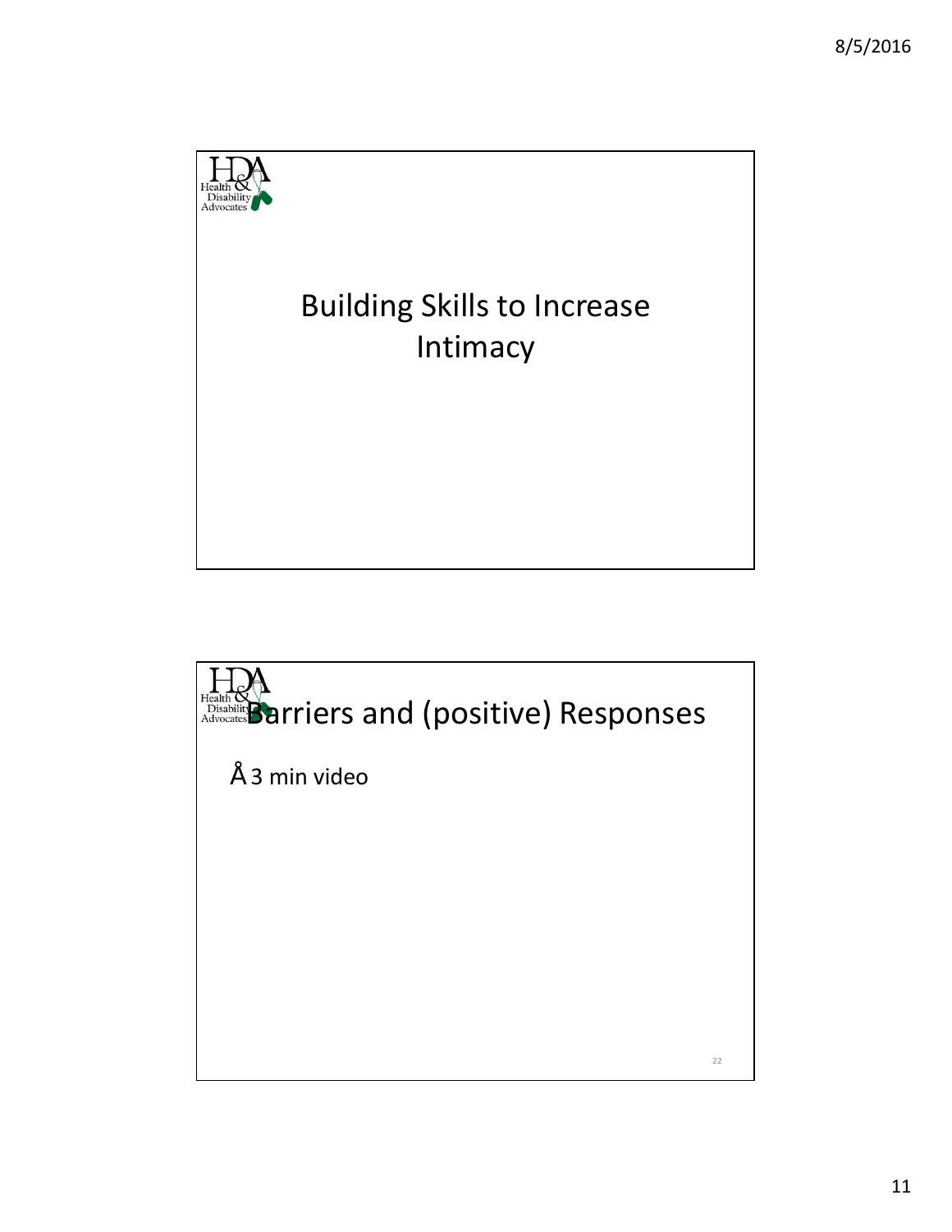# Building Skills to Increase Intimacy

## Barriers and (positive) Responses

- 3 min video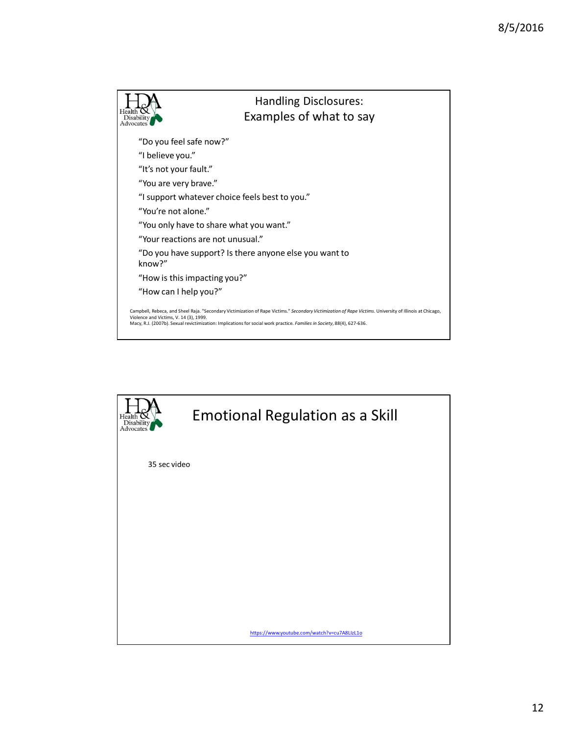## Handling Disclosures: Examples of what to say

"Do you feel safe now?"

"I believe you."

"It's not your fault."

"You are very brave."

"I support whatever choice feels best to you."

"You're not alone."

"You only have to share what you want."

"Your reactions are not unusual."

"Do you have support? Is there anyone else you want to know?"

"How is this impacting you?"

"How can I help you?"

Campbell, Rebeca, and Sheel Raja. "Secondary Victimization of Rape Victims." *Secondary Victimization of Rape Victims*. University of Illinois at Chicago, Violence and Victims, V. 14 (3), 1999.
Macy, R.J. (2007b). Sexual revictimization: Implications for social work practice. *Families in Society*, 88(4), 627-636.

## Emotional Regulation as a Skill

35 sec video

https://www.youtube.com/watch?v=cu7A8LIzL1o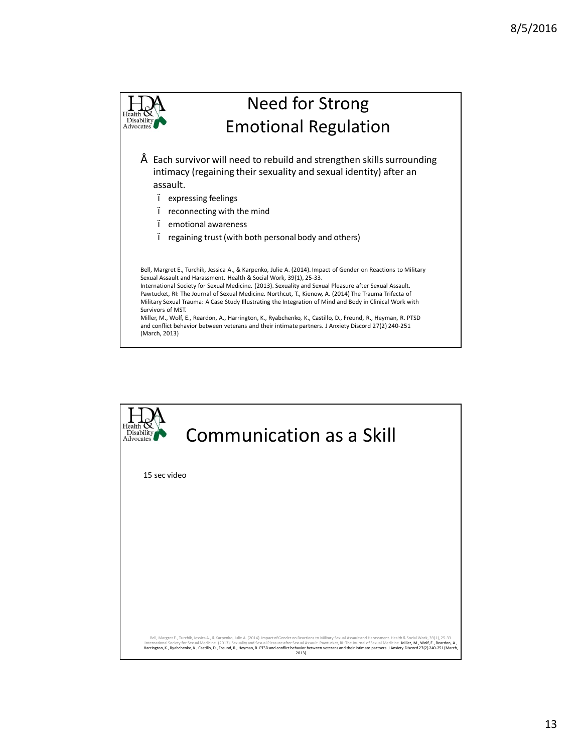## Need for Strong Emotional Regulation

- Each survivor will need to rebuild and strengthen skills surrounding intimacy (regaining their sexuality and sexual identity) after an assault.
  - expressing feelings
  - reconnecting with the mind
  - emotional awareness
  - regaining trust (with both personal body and others)

Bell, Margret E., Turchik, Jessica A., & Karpenko, Julie A. (2014). Impact of Gender on Reactions to Military Sexual Assault and Harassment. Health & Social Work, 39(1), 25-33.
International Society for Sexual Medicine. (2013). Sexuality and Sexual Pleasure after Sexual Assault. Pawtucket, RI: The Journal of Sexual Medicine. Northcut, T., Kienow, A. (2014) The Trauma Trifecta of Military Sexual Trauma: A Case Study Illustrating the Integration of Mind and Body in Clinical Work with Survivors of MST.
Miller, M., Wolf, E., Reardon, A., Harrington, K., Ryabchenko, K., Castillo, D., Freund, R., Heyman, R. PTSD and conflict behavior between veterans and their intimate partners. J Anxiety Discord 27(2) 240-251 (March, 2013)

## Communication as a Skill

15 sec video

Bell, Margret E., Turchik, Jessica A., & Karpenko, Julie A. (2014). Impact of Gender on Reactions to Military Sexual Assault and Harassment. Health & Social Work, 39(1), 25-33. International Society for Sexual Medicine. (2013). Sexuality and Sexual Pleasure after Sexual Assault. Pawtucket, RI: The Journal of Sexual Medicine. Miller, M., Wolf, E., Reardon, A., Harrington, K., Ryabchenko, K., Castillo, D., Freund, R., Heyman, R. PTSD and conflict behavior between veterans and their intimate partners. J Anxiety Discord 27(2) 240-251 (March, 2013)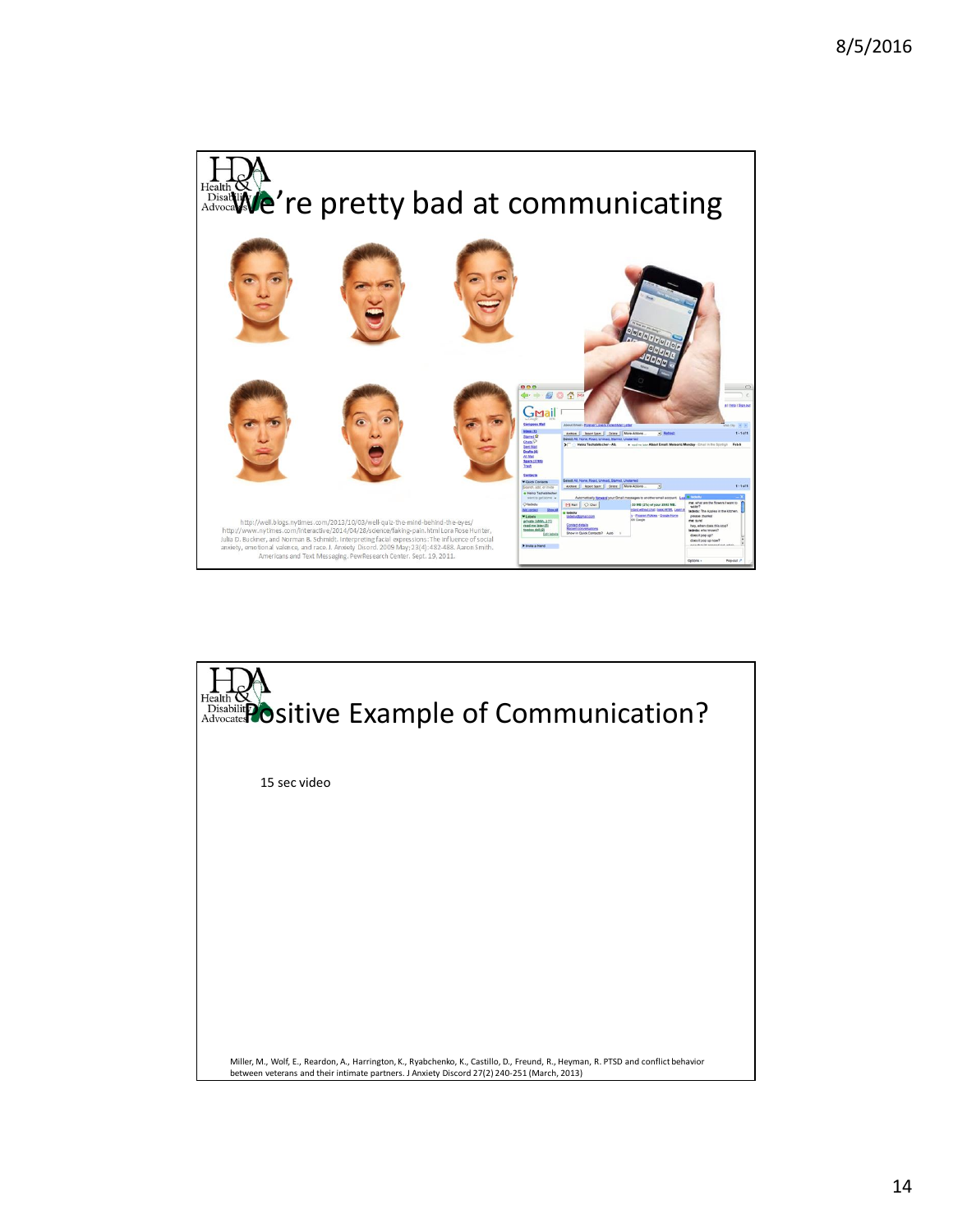## We're pretty bad at communicating

http://well.blogs.nytimes.com/2013/10/03/well-quiz-the-mind-behind-the-eyes/ http://www.nytimes.com/interactive/2014/04/28/science/faking-pain.html Lora Rose Hunter, Julia D. Buckner, and Norman B. Schmidt. Interpreting facial expressions: The influence of social anxiety, emotional valence, and race. J. Anxiety Disord. 2009 May; 23(4):482-488. Aaron Smith. Americans and Text Messaging. PewResearch Center. Sept. 19, 2011.

## Positive Example of Communication?

15 sec video

Miller, M., Wolf, E., Reardon, A., Harrington, K., Ryabchenko, K., Castillo, D., Freund, R., Heyman, R. PTSD and conflict behavior between veterans and their intimate partners. J Anxiety Discord 27(2) 240-251 (March, 2013)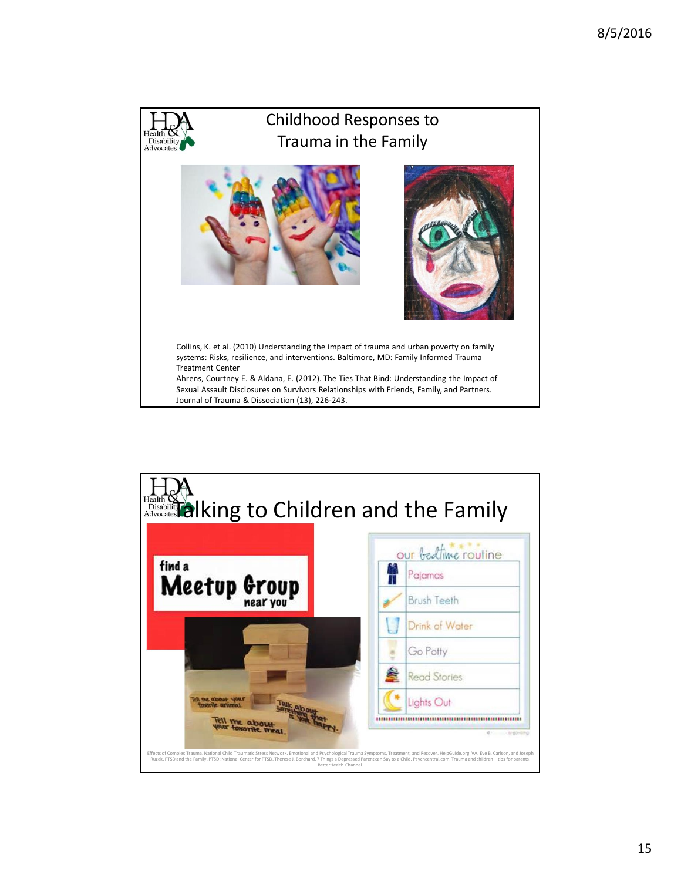## Childhood Responses to Trauma in the Family

Collins, K. et al. (2010) Understanding the impact of trauma and urban poverty on family systems: Risks, resilience, and interventions. Baltimore, MD: Family Informed Trauma Treatment Center
Ahrens, Courtney E. & Aldana, E. (2012). The Ties That Bind: Understanding the Impact of Sexual Assault Disclosures on Survivors Relationships with Friends, Family, and Partners. Journal of Trauma & Dissociation (13), 226-243.

## Talking to Children and the Family

Effects of Complex Trauma. National Child Traumatic Stress Network. Emotional and Psychological Trauma Symptoms, Treatment, and Recover. HelpGuide.org. VA. Eve B. Carlson, and Joseph Ruzek. PTSD and the Family. PTSD: National Center for PTSD. Therese J. Borchard. 7 Things a Depressed Parent can Say to a Child. Psychcentral.com. Trauma and children – tips for parents. BetterHealth Channel.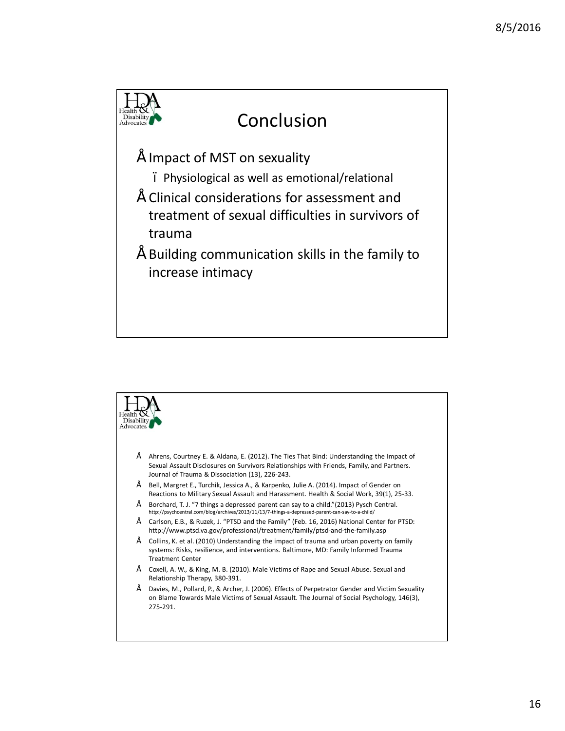# Conclusion

- Impact of MST on sexuality
  - Physiological as well as emotional/relational
- Clinical considerations for assessment and treatment of sexual difficulties in survivors of trauma
- Building communication skills in the family to increase intimacy

---

- Ahrens, Courtney E. & Aldana, E. (2012). The Ties That Bind: Understanding the Impact of Sexual Assault Disclosures on Survivors Relationships with Friends, Family, and Partners. Journal of Trauma & Dissociation (13), 226-243.
- Bell, Margret E., Turchik, Jessica A., & Karpenko, Julie A. (2014). Impact of Gender on Reactions to Military Sexual Assault and Harassment. Health & Social Work, 39(1), 25-33.
- Borchard, T. J. "7 things a depressed parent can say to a child."(2013) Pysch Central. http://psychcentral.com/blog/archives/2013/11/13/7-things-a-depressed-parent-can-say-to-a-child/
- Carlson, E.B., & Ruzek, J. "PTSD and the Family" (Feb. 16, 2016) National Center for PTSD: http://www.ptsd.va.gov/professional/treatment/family/ptsd-and-the-family.asp
- Collins, K. et al. (2010) Understanding the impact of trauma and urban poverty on family systems: Risks, resilience, and interventions. Baltimore, MD: Family Informed Trauma Treatment Center
- Coxell, A. W., & King, M. B. (2010). Male Victims of Rape and Sexual Abuse. Sexual and Relationship Therapy, 380-391.
- Davies, M., Pollard, P., & Archer, J. (2006). Effects of Perpetrator Gender and Victim Sexuality on Blame Towards Male Victims of Sexual Assault. The Journal of Social Psychology, 146(3), 275-291.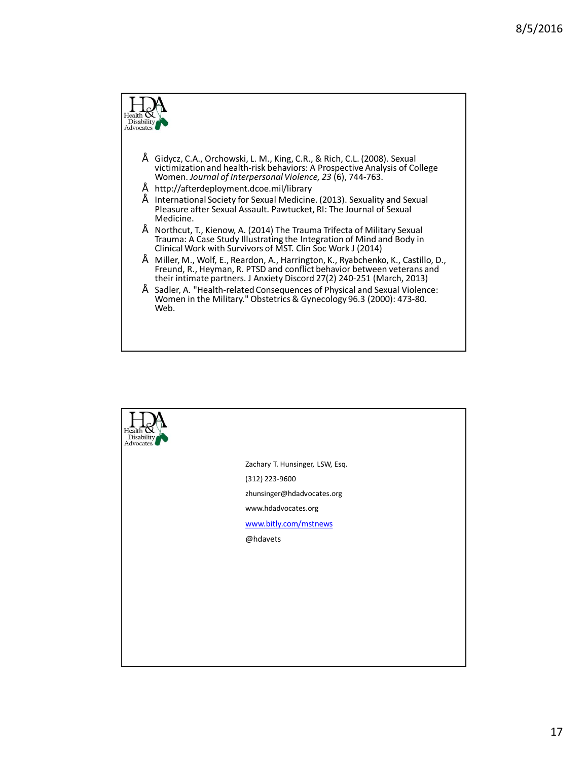Health & Disability Advocates

- Gidycz, C.A., Orchowski, L. M., King, C.R., & Rich, C.L. (2008). Sexual victimization and health-risk behaviors: A Prospective Analysis of College Women. *Journal of Interpersonal Violence, 23* (6), 744-763.
- http://afterdeployment.dcoe.mil/library
- International Society for Sexual Medicine. (2013). Sexuality and Sexual Pleasure after Sexual Assault. Pawtucket, RI: The Journal of Sexual Medicine.
- Northcut, T., Kienow, A. (2014) The Trauma Trifecta of Military Sexual Trauma: A Case Study Illustrating the Integration of Mind and Body in Clinical Work with Survivors of MST. Clin Soc Work J (2014)
- Miller, M., Wolf, E., Reardon, A., Harrington, K., Ryabchenko, K., Castillo, D., Freund, R., Heyman, R. PTSD and conflict behavior between veterans and their intimate partners. J Anxiety Discord 27(2) 240-251 (March, 2013)
- Sadler, A. "Health-related Consequences of Physical and Sexual Violence: Women in the Military." Obstetrics & Gynecology 96.3 (2000): 473-80. Web.

Health & Disability Advocates

Zachary T. Hunsinger, LSW, Esq.

(312) 223-9600

zhunsinger@hdadvocates.org

www.hdadvocates.org

www.bitly.com/mstnews

@hdavets